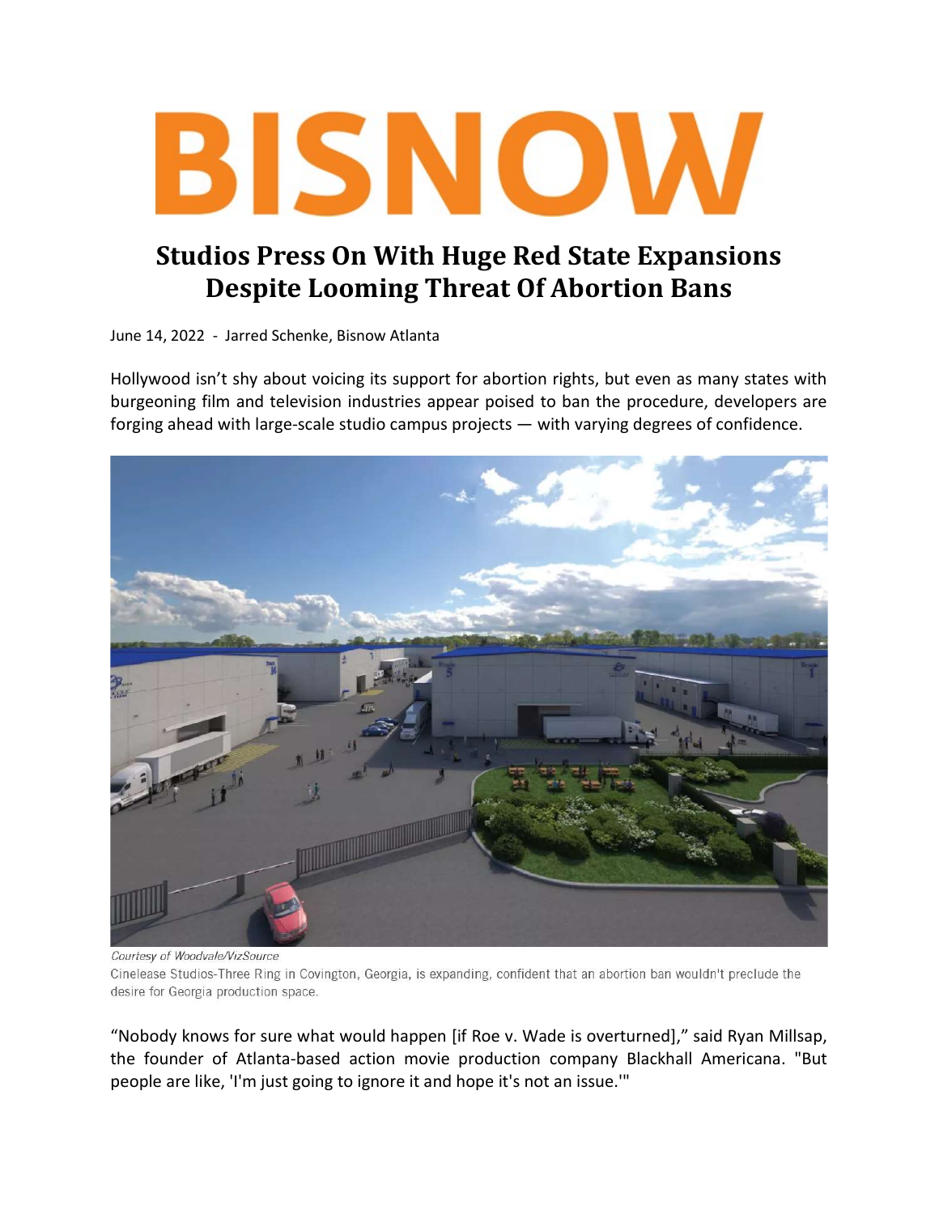# BISNOW

## Studios Press On With Huge Red State Expansions Despite Looming Threat Of Abortion Bans

June 14, 2022 - Jarred Schenke, Bisnow Atlanta

Hollywood isn't shy about voicing its support for abortion rights, but even as many states with burgeoning film and television industries appear poised to ban the procedure, developers are forging ahead with large-scale studio campus projects — with varying degrees of confidence.

*Courtesy of Woodvale/VizSource*

Cinelease Studios-Three Ring in Covington, Georgia, is expanding, confident that an abortion ban wouldn't preclude the desire for Georgia production space.

"Nobody knows for sure what would happen [if Roe v. Wade is overturned]," said Ryan Millsap, the founder of Atlanta-based action movie production company Blackhall Americana. "But people are like, 'I'm just going to ignore it and hope it's not an issue.'"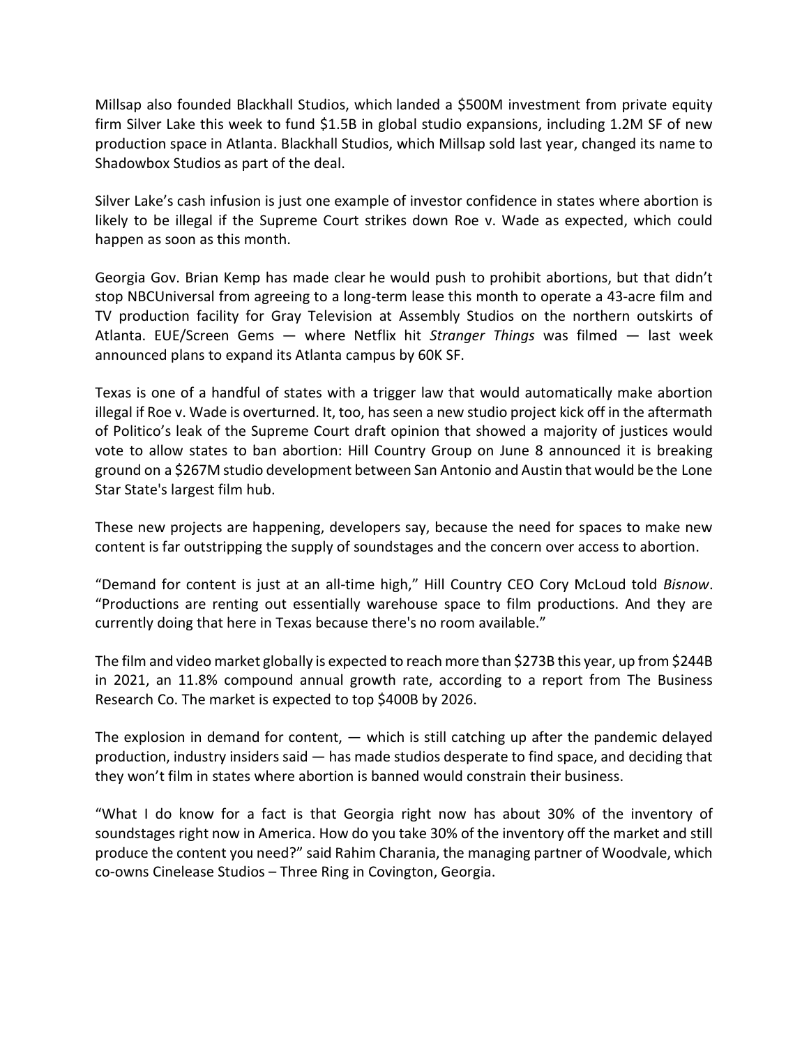Millsap also founded Blackhall Studios, which landed a $500M investment from private equity firm Silver Lake this week to fund $1.5B in global studio expansions, including 1.2M SF of new production space in Atlanta. Blackhall Studios, which Millsap sold last year, changed its name to Shadowbox Studios as part of the deal.

Silver Lake's cash infusion is just one example of investor confidence in states where abortion is likely to be illegal if the Supreme Court strikes down Roe v. Wade as expected, which could happen as soon as this month.

Georgia Gov. Brian Kemp has made clear he would push to prohibit abortions, but that didn't stop NBCUniversal from agreeing to a long-term lease this month to operate a 43-acre film and TV production facility for Gray Television at Assembly Studios on the northern outskirts of Atlanta. EUE/Screen Gems — where Netflix hit *Stranger Things* was filmed — last week announced plans to expand its Atlanta campus by 60K SF.

Texas is one of a handful of states with a trigger law that would automatically make abortion illegal if Roe v. Wade is overturned. It, too, has seen a new studio project kick off in the aftermath of Politico's leak of the Supreme Court draft opinion that showed a majority of justices would vote to allow states to ban abortion: Hill Country Group on June 8 announced it is breaking ground on a $267M studio development between San Antonio and Austin that would be the Lone Star State's largest film hub.

These new projects are happening, developers say, because the need for spaces to make new content is far outstripping the supply of soundstages and the concern over access to abortion.

"Demand for content is just at an all-time high," Hill Country CEO Cory McLoud told *Bisnow*. "Productions are renting out essentially warehouse space to film productions. And they are currently doing that here in Texas because there's no room available."

The film and video market globally is expected to reach more than $273B this year, up from $244B in 2021, an 11.8% compound annual growth rate, according to a report from The Business Research Co. The market is expected to top $400B by 2026.

The explosion in demand for content, — which is still catching up after the pandemic delayed production, industry insiders said — has made studios desperate to find space, and deciding that they won't film in states where abortion is banned would constrain their business.

"What I do know for a fact is that Georgia right now has about 30% of the inventory of soundstages right now in America. How do you take 30% of the inventory off the market and still produce the content you need?" said Rahim Charania, the managing partner of Woodvale, which co-owns Cinelease Studios – Three Ring in Covington, Georgia.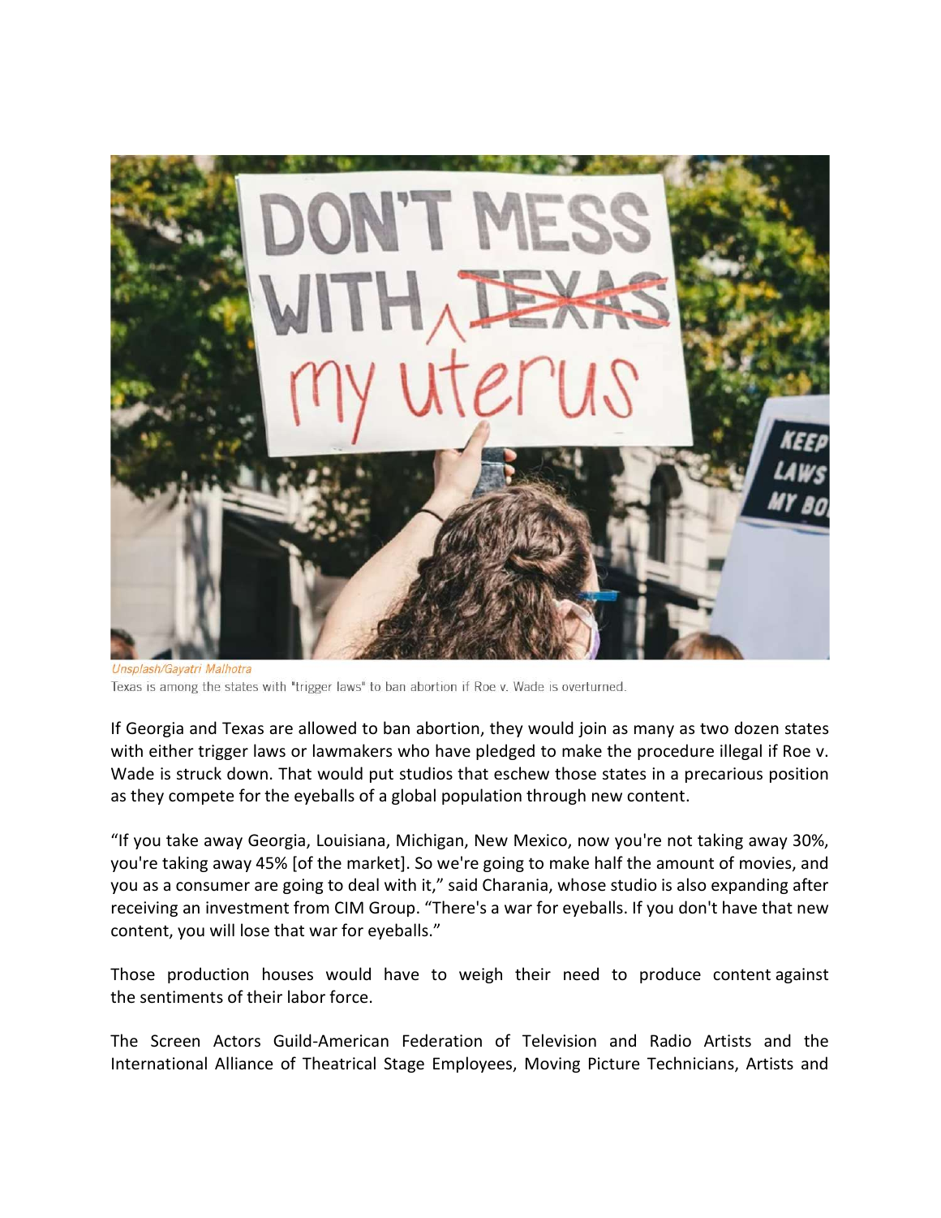Unsplash/Gayatri Malhotra

Texas is among the states with "trigger laws" to ban abortion if Roe v. Wade is overturned.

If Georgia and Texas are allowed to ban abortion, they would join as many as two dozen states with either trigger laws or lawmakers who have pledged to make the procedure illegal if Roe v. Wade is struck down. That would put studios that eschew those states in a precarious position as they compete for the eyeballs of a global population through new content.

"If you take away Georgia, Louisiana, Michigan, New Mexico, now you're not taking away 30%, you're taking away 45% [of the market]. So we're going to make half the amount of movies, and you as a consumer are going to deal with it," said Charania, whose studio is also expanding after receiving an investment from CIM Group. "There's a war for eyeballs. If you don't have that new content, you will lose that war for eyeballs."

Those production houses would have to weigh their need to produce content against the sentiments of their labor force.

The Screen Actors Guild-American Federation of Television and Radio Artists and the International Alliance of Theatrical Stage Employees, Moving Picture Technicians, Artists and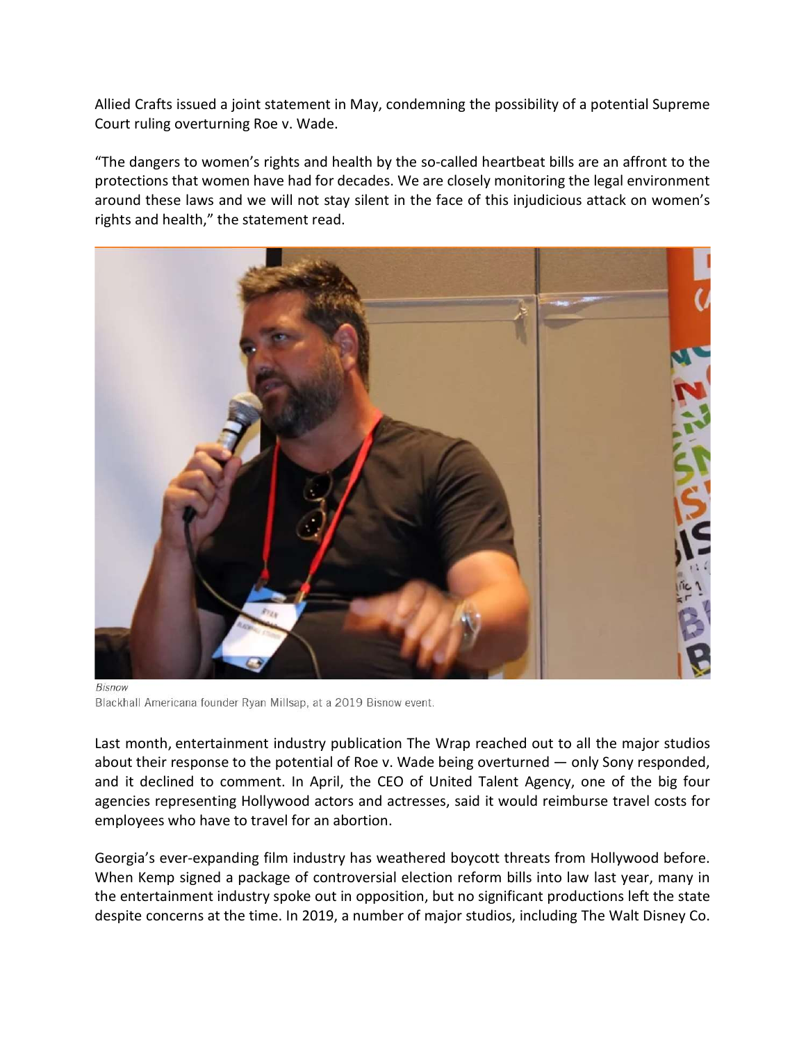Allied Crafts issued a joint statement in May, condemning the possibility of a potential Supreme Court ruling overturning Roe v. Wade.

"The dangers to women's rights and health by the so-called heartbeat bills are an affront to the protections that women have had for decades. We are closely monitoring the legal environment around these laws and we will not stay silent in the face of this injudicious attack on women's rights and health," the statement read.

*Bisnow*

Blackhall Americana founder Ryan Millsap, at a 2019 Bisnow event.

Last month, entertainment industry publication The Wrap reached out to all the major studios about their response to the potential of Roe v. Wade being overturned — only Sony responded, and it declined to comment. In April, the CEO of United Talent Agency, one of the big four agencies representing Hollywood actors and actresses, said it would reimburse travel costs for employees who have to travel for an abortion.

Georgia's ever-expanding film industry has weathered boycott threats from Hollywood before. When Kemp signed a package of controversial election reform bills into law last year, many in the entertainment industry spoke out in opposition, but no significant productions left the state despite concerns at the time. In 2019, a number of major studios, including The Walt Disney Co.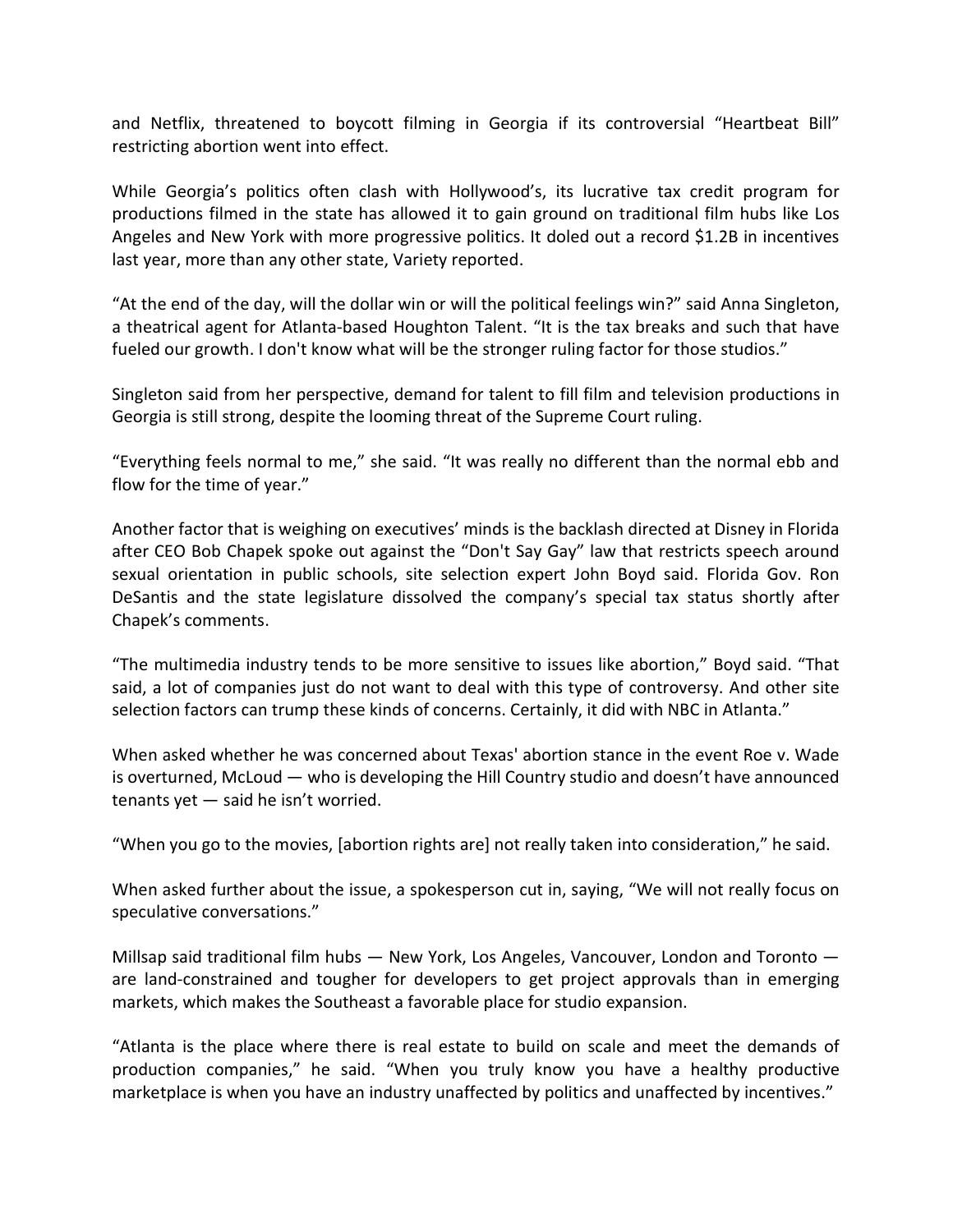and Netflix, threatened to boycott filming in Georgia if its controversial "Heartbeat Bill" restricting abortion went into effect.

While Georgia's politics often clash with Hollywood's, its lucrative tax credit program for productions filmed in the state has allowed it to gain ground on traditional film hubs like Los Angeles and New York with more progressive politics. It doled out a record $1.2B in incentives last year, more than any other state, Variety reported.

"At the end of the day, will the dollar win or will the political feelings win?" said Anna Singleton, a theatrical agent for Atlanta-based Houghton Talent. "It is the tax breaks and such that have fueled our growth. I don't know what will be the stronger ruling factor for those studios."

Singleton said from her perspective, demand for talent to fill film and television productions in Georgia is still strong, despite the looming threat of the Supreme Court ruling.

"Everything feels normal to me," she said. "It was really no different than the normal ebb and flow for the time of year."

Another factor that is weighing on executives' minds is the backlash directed at Disney in Florida after CEO Bob Chapek spoke out against the "Don't Say Gay" law that restricts speech around sexual orientation in public schools, site selection expert John Boyd said. Florida Gov. Ron DeSantis and the state legislature dissolved the company's special tax status shortly after Chapek's comments.

"The multimedia industry tends to be more sensitive to issues like abortion," Boyd said. "That said, a lot of companies just do not want to deal with this type of controversy. And other site selection factors can trump these kinds of concerns. Certainly, it did with NBC in Atlanta."

When asked whether he was concerned about Texas' abortion stance in the event Roe v. Wade is overturned, McLoud — who is developing the Hill Country studio and doesn't have announced tenants yet — said he isn't worried.

"When you go to the movies, [abortion rights are] not really taken into consideration," he said.

When asked further about the issue, a spokesperson cut in, saying, "We will not really focus on speculative conversations."

Millsap said traditional film hubs — New York, Los Angeles, Vancouver, London and Toronto — are land-constrained and tougher for developers to get project approvals than in emerging markets, which makes the Southeast a favorable place for studio expansion.

"Atlanta is the place where there is real estate to build on scale and meet the demands of production companies," he said. "When you truly know you have a healthy productive marketplace is when you have an industry unaffected by politics and unaffected by incentives."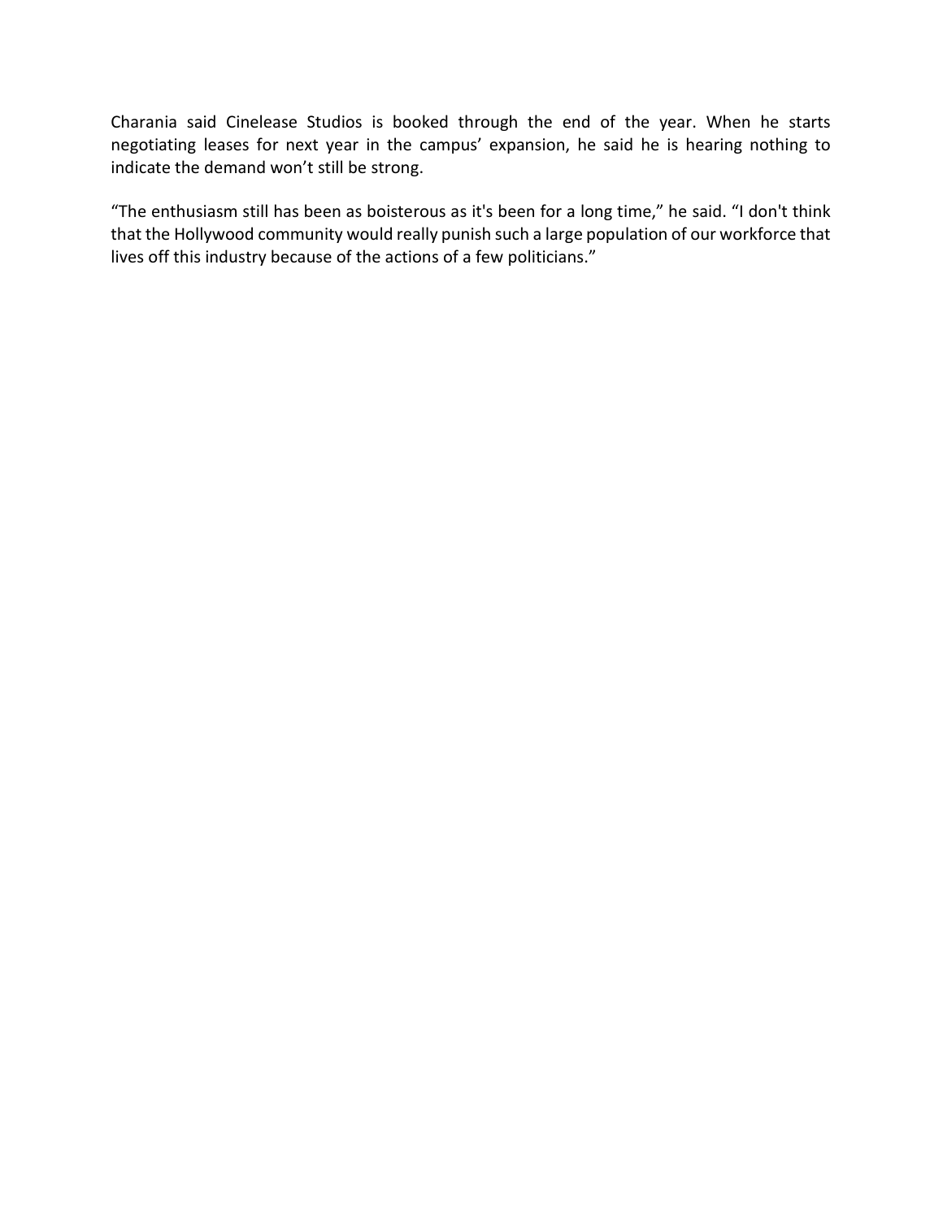Charania said Cinelease Studios is booked through the end of the year. When he starts negotiating leases for next year in the campus' expansion, he said he is hearing nothing to indicate the demand won't still be strong.

"The enthusiasm still has been as boisterous as it's been for a long time," he said. "I don't think that the Hollywood community would really punish such a large population of our workforce that lives off this industry because of the actions of a few politicians."